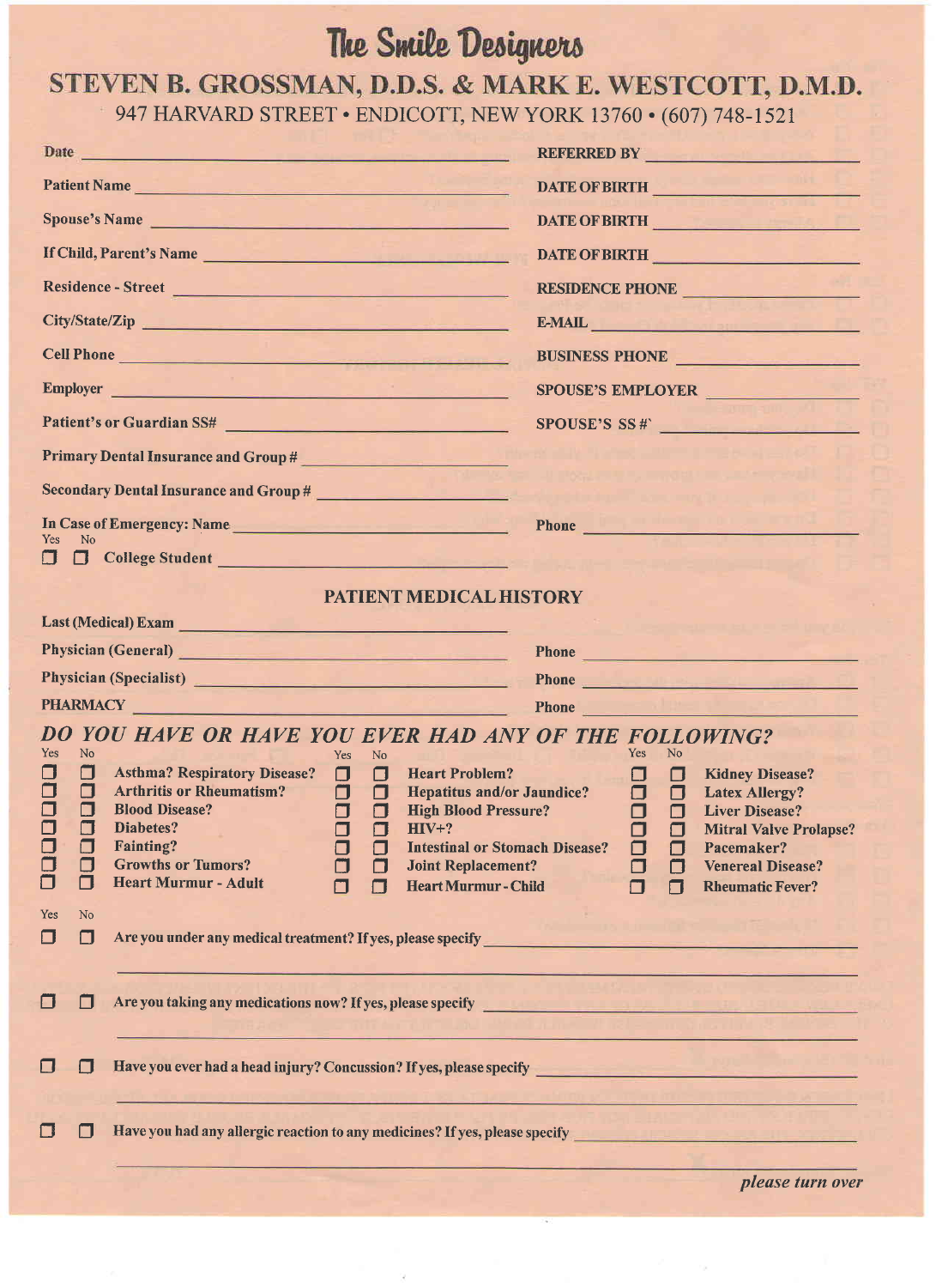# The Smile Designers

## STEVEN B. GROSSMAN, D.D.S. & MARK E. WESTCOTT, D.M.D.

947 HARVARD STREET • ENDICOTT, NEW YORK 13760 • (607) 748-1521

Date ______________________ **REFERRED BY** ______________________

Patient Name ______________________ **DATE OF BIRTH** ______________________

Spouse's Name ______________________ **DATE OF BIRTH** ______________________

If Child, Parent's Name ______________________ **DATE OF BIRTH** ______________________

Residence - Street ______________________ **RESIDENCE PHONE** ______________________

City/State/Zip ______________________ **E-MAIL** ______________________

Cell Phone ______________________ **BUSINESS PHONE** ______________________

Employer ______________________ **SPOUSE'S EMPLOYER** ______________________

Patient's or Guardian SS# ______________________ **SPOUSE'S SS#`** ______________________

Primary Dental Insurance and Group # ______________________

Secondary Dental Insurance and Group # ______________________

In Case of Emergency: Name ______________________ Phone ______________________

| Yes | No | |
|---|---|---|
| ☐ | ☐ | College Student ______________________ |

## PATIENT MEDICAL HISTORY

Last (Medical) Exam ______________________

Physician (General) ______________________ Phone ______________________

Physician (Specialist) ______________________ Phone ______________________

PHARMACY ______________________ Phone ______________________

### *DO YOU HAVE OR HAVE YOU EVER HAD ANY OF THE FOLLOWING?*

| Yes | No | | Yes | No | | Yes | No | |
|---|---|---|---|---|---|---|---|---|
| ☐ | ☐ | Asthma? Respiratory Disease? | ☐ | ☐ | Heart Problem? | ☐ | ☐ | Kidney Disease? |
| ☐ | ☐ | Arthritis or Rheumatism? | ☐ | ☐ | Hepatitus and/or Jaundice? | ☐ | ☐ | Latex Allergy? |
| ☐ | ☐ | Blood Disease? | ☐ | ☐ | High Blood Pressure? | ☐ | ☐ | Liver Disease? |
| ☐ | ☐ | Diabetes? | ☐ | ☐ | HIV+? | ☐ | ☐ | Mitral Valve Prolapse? |
| ☐ | ☐ | Fainting? | ☐ | ☐ | Intestinal or Stomach Disease? | ☐ | ☐ | Pacemaker? |
| ☐ | ☐ | Growths or Tumors? | ☐ | ☐ | Joint Replacement? | ☐ | ☐ | Venereal Disease? |
| ☐ | ☐ | Heart Murmur - Adult | ☐ | ☐ | Heart Murmur - Child | ☐ | ☐ | Rheumatic Fever? |

| Yes | No | |
|---|---|---|
| ☐ | ☐ | Are you under any medical treatment? If yes, please specify ______________________ |
| ☐ | ☐ | Are you taking any medications now? If yes, please specify ______________________ |
| ☐ | ☐ | Have you ever had a head injury? Concussion? If yes, please specify ______________________ |
| ☐ | ☐ | Have you had any allergic reaction to any medicines? If yes, please specify ______________________ |

*please turn over*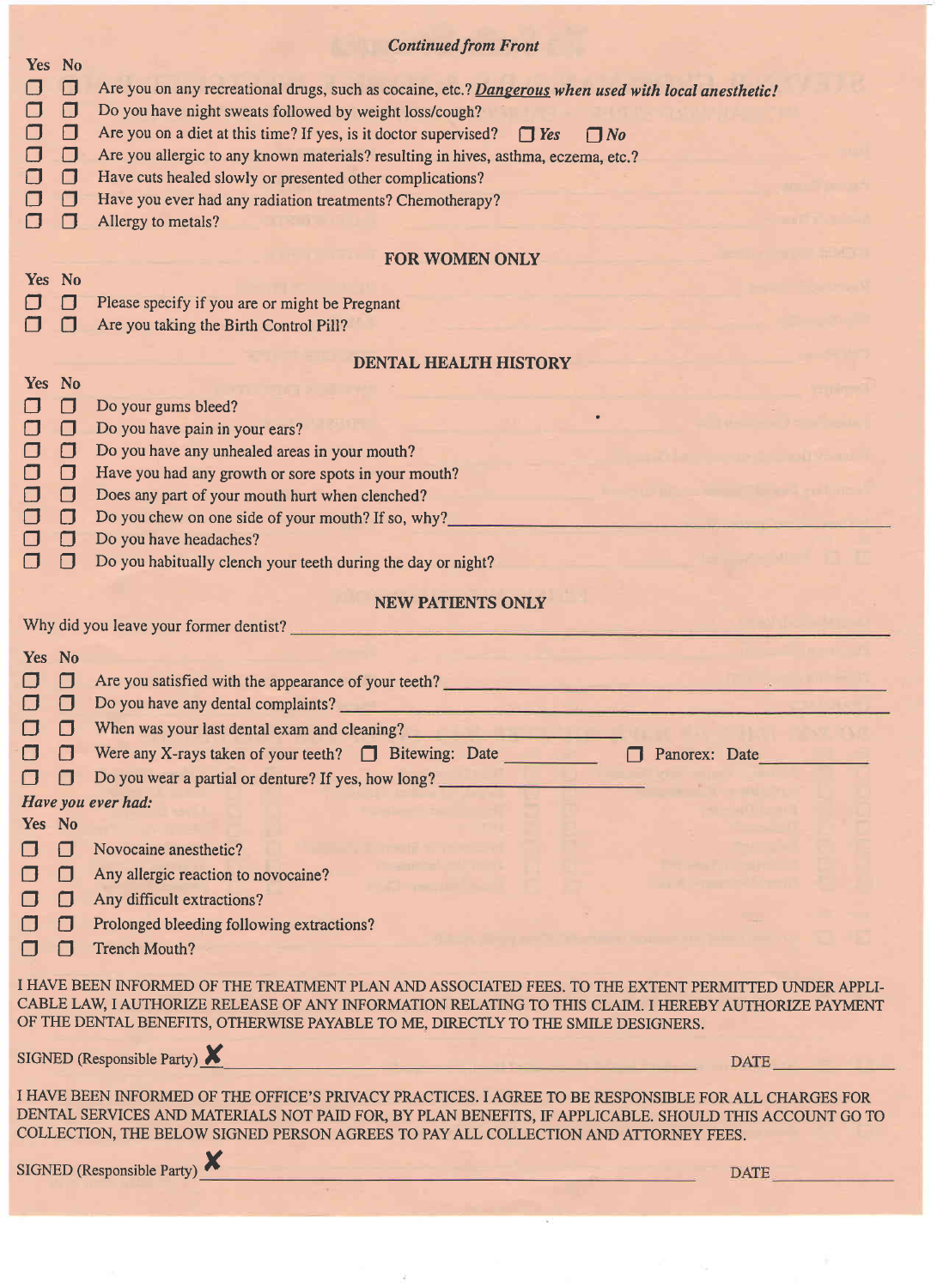*Continued from Front*

| Yes | No | |
|---|---|---|
| ☐ | ☐ | Are you on any recreational drugs, such as cocaine, etc.? ***Dangerous** when used with local anesthetic!* |
| ☐ | ☐ | Do you have night sweats followed by weight loss/cough? |
| ☐ | ☐ | Are you on a diet at this time? If yes, is it doctor supervised? ☐ *Yes* ☐ *No* |
| ☐ | ☐ | Are you allergic to any known materials? resulting in hives, asthma, eczema, etc.? |
| ☐ | ☐ | Have cuts healed slowly or presented other complications? |
| ☐ | ☐ | Have you ever had any radiation treatments? Chemotherapy? |
| ☐ | ☐ | Allergy to metals? |

## FOR WOMEN ONLY

| Yes | No | |
|---|---|---|
| ☐ | ☐ | Please specify if you are or might be Pregnant |
| ☐ | ☐ | Are you taking the Birth Control Pill? |

## DENTAL HEALTH HISTORY

| Yes | No | |
|---|---|---|
| ☐ | ☐ | Do your gums bleed? |
| ☐ | ☐ | Do you have pain in your ears? |
| ☐ | ☐ | Do you have any unhealed areas in your mouth? |
| ☐ | ☐ | Have you had any growth or sore spots in your mouth? |
| ☐ | ☐ | Does any part of your mouth hurt when clenched? |
| ☐ | ☐ | Do you chew on one side of your mouth? If so, why? ________________ |
| ☐ | ☐ | Do you have headaches? |
| ☐ | ☐ | Do you habitually clench your teeth during the day or night? |

## NEW PATIENTS ONLY

Why did you leave your former dentist? ________________

| Yes | No | |
|---|---|---|
| ☐ | ☐ | Are you satisfied with the appearance of your teeth? ________________ |
| ☐ | ☐ | Do you have any dental complaints? ________________ |
| ☐ | ☐ | When was your last dental exam and cleaning? ________________ |
| ☐ | ☐ | Were any X-rays taken of your teeth? ☐ Bitewing: Date ________ ☐ Panorex: Date ________ |
| ☐ | ☐ | Do you wear a partial or denture? If yes, how long? ________________ |

*Have you ever had:*

| Yes | No | |
|---|---|---|
| ☐ | ☐ | Novocaine anesthetic? |
| ☐ | ☐ | Any allergic reaction to novocaine? |
| ☐ | ☐ | Any difficult extractions? |
| ☐ | ☐ | Prolonged bleeding following extractions? |
| ☐ | ☐ | Trench Mouth? |

I HAVE BEEN INFORMED OF THE TREATMENT PLAN AND ASSOCIATED FEES. TO THE EXTENT PERMITTED UNDER APPLICABLE LAW, I AUTHORIZE RELEASE OF ANY INFORMATION RELATING TO THIS CLAIM. I HEREBY AUTHORIZE PAYMENT OF THE DENTAL BENEFITS, OTHERWISE PAYABLE TO ME, DIRECTLY TO THE SMILE DESIGNERS.

SIGNED (Responsible Party) **X** ________________ DATE ________

I HAVE BEEN INFORMED OF THE OFFICE'S PRIVACY PRACTICES. I AGREE TO BE RESPONSIBLE FOR ALL CHARGES FOR DENTAL SERVICES AND MATERIALS NOT PAID FOR, BY PLAN BENEFITS, IF APPLICABLE. SHOULD THIS ACCOUNT GO TO COLLECTION, THE BELOW SIGNED PERSON AGREES TO PAY ALL COLLECTION AND ATTORNEY FEES.

SIGNED (Responsible Party) **X** ________________ DATE ________